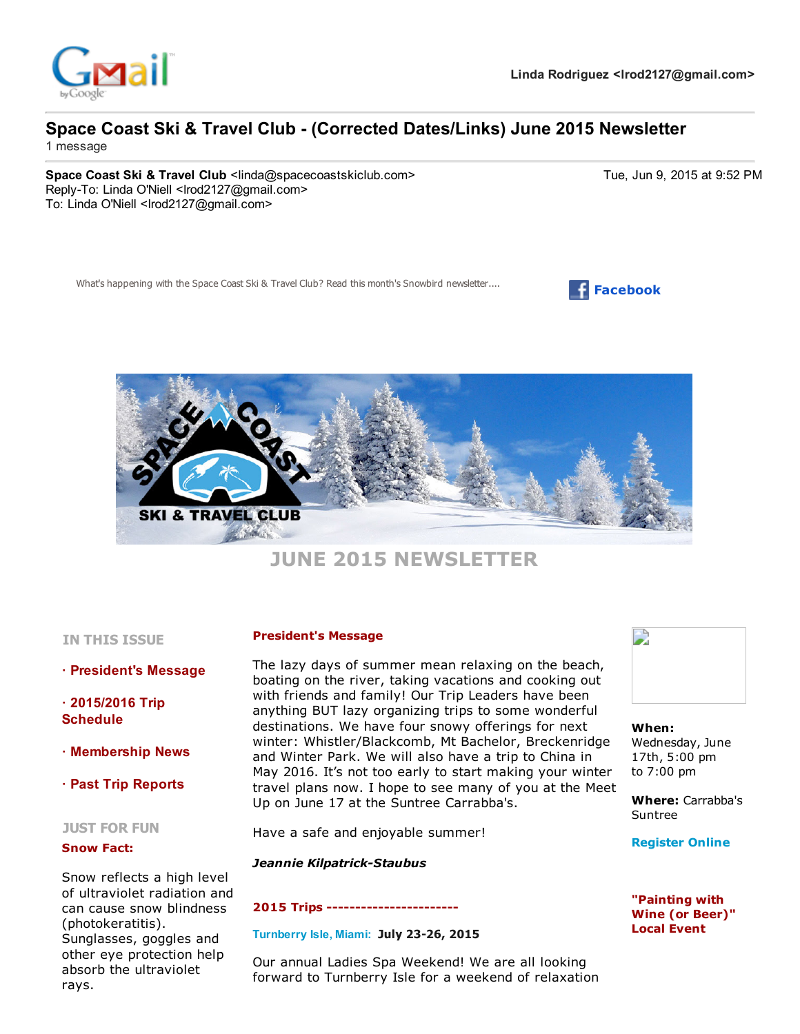Linda Rodriguez <lrod2127@gmail.com>

# Space Coast Ski & Travel Club - (Corrected Dates/Links) June 2015 Newsletter

1 message

**Space Coast Ski & Travel Club** <linda@spacecoastskiclub.com>
Reply-To: Linda O'Niell <lrod2127@gmail.com>
To: Linda O'Niell <lrod2127@gmail.com>

Tue, Jun 9, 2015 at 9:52 PM

What's happening with the Space Coast Ski & Travel Club? Read this month's Snowbird newsletter....

Facebook

SPACE COAST SKI & TRAVEL CLUB

## JUNE 2015 NEWSLETTER

### IN THIS ISSUE

- President's Message
- 2015/2016 Trip Schedule
- Membership News
- Past Trip Reports

### JUST FOR FUN

**Snow Fact:**

Snow reflects a high level of ultraviolet radiation and can cause snow blindness (photokeratitis). Sunglasses, goggles and other eye protection help absorb the ultraviolet rays.

### President's Message

The lazy days of summer mean relaxing on the beach, boating on the river, taking vacations and cooking out with friends and family! Our Trip Leaders have been anything BUT lazy organizing trips to some wonderful destinations. We have four snowy offerings for next winter: Whistler/Blackcomb, Mt Bachelor, Breckenridge and Winter Park. We will also have a trip to China in May 2016. It's not too early to start making your winter travel plans now. I hope to see many of you at the Meet Up on June 17 at the Suntree Carrabba's.

Have a safe and enjoyable summer!

***Jeannie Kilpatrick-Staubus***

### 2015 Trips -----------------------

**Turnberry Isle, Miami:** **July 23-26, 2015**

Our annual Ladies Spa Weekend! We are all looking forward to Turnberry Isle for a weekend of relaxation

**When:** Wednesday, June 17th, 5:00 pm to 7:00 pm

**Where:** Carrabba's Suntree

**Register Online**

**"Painting with Wine (or Beer)" Local Event**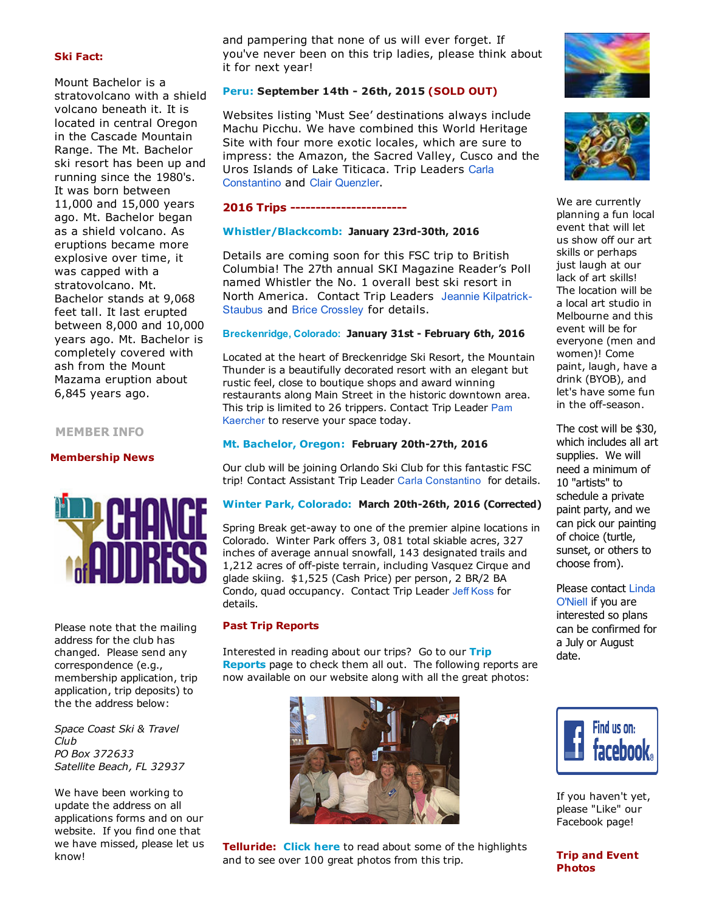**Ski Fact:**

Mount Bachelor is a stratovolcano with a shield volcano beneath it. It is located in central Oregon in the Cascade Mountain Range. The Mt. Bachelor ski resort has been up and running since the 1980's. It was born between 11,000 and 15,000 years ago. Mt. Bachelor began as a shield volcano. As eruptions became more explosive over time, it was capped with a stratovolcano. Mt. Bachelor stands at 9,068 feet tall. It last erupted between 8,000 and 10,000 years ago. Mt. Bachelor is completely covered with ash from the Mount Mazama eruption about 6,845 years ago.

## MEMBER INFO

**Membership News**

Please note that the mailing address for the club has changed. Please send any correspondence (e.g., membership application, trip application, trip deposits) to the the address below:

*Space Coast Ski & Travel Club*
*PO Box 372633*
*Satellite Beach, FL 32937*

We have been working to update the address on all applications forms and on our website. If you find one that we have missed, please let us know!

and pampering that none of us will ever forget. If you've never been on this trip ladies, please think about it for next year!

**Peru: September 14th - 26th, 2015 (SOLD OUT)**

Websites listing 'Must See' destinations always include Machu Picchu. We have combined this World Heritage Site with four more exotic locales, which are sure to impress: the Amazon, the Sacred Valley, Cusco and the Uros Islands of Lake Titicaca. Trip Leaders Carla Constantino and Clair Quenzler.

## 2016 Trips -----------------------

**Whistler/Blackcomb: January 23rd-30th, 2016**

Details are coming soon for this FSC trip to British Columbia! The 27th annual SKI Magazine Reader's Poll named Whistler the No. 1 overall best ski resort in North America. Contact Trip Leaders Jeannie Kilpatrick-Staubus and Brice Crossley for details.

**Breckenridge, Colorado: January 31st - February 6th, 2016**

Located at the heart of Breckenridge Ski Resort, the Mountain Thunder is a beautifully decorated resort with an elegant but rustic feel, close to boutique shops and award winning restaurants along Main Street in the historic downtown area. This trip is limited to 26 trippers. Contact Trip Leader Pam Kaercher to reserve your space today.

**Mt. Bachelor, Oregon: February 20th-27th, 2016**

Our club will be joining Orlando Ski Club for this fantastic FSC trip! Contact Assistant Trip Leader Carla Constantino for details.

**Winter Park, Colorado: March 20th-26th, 2016 (Corrected)**

Spring Break get-away to one of the premier alpine locations in Colorado. Winter Park offers 3, 081 total skiable acres, 327 inches of average annual snowfall, 143 designated trails and 1,212 acres of off-piste terrain, including Vasquez Cirque and glade skiing. $1,525 (Cash Price) per person, 2 BR/2 BA Condo, quad occupancy. Contact Trip Leader Jeff Koss for details.

**Past Trip Reports**

Interested in reading about our trips? Go to our **Trip Reports** page to check them all out. The following reports are now available on our website along with all the great photos:

**Telluride: Click here** to read about some of the highlights and to see over 100 great photos from this trip.

We are currently planning a fun local event that will let us show off our art skills or perhaps just laugh at our lack of art skills! The location will be a local art studio in Melbourne and this event will be for everyone (men and women)! Come paint, laugh, have a drink (BYOB), and let's have some fun in the off-season.

The cost will be $30, which includes all art supplies. We will need a minimum of 10 "artists" to schedule a private paint party, and we can pick our painting of choice (turtle, sunset, or others to choose from).

Please contact Linda O'Niell if you are interested so plans can be confirmed for a July or August date.

If you haven't yet, please "Like" our Facebook page!

**Trip and Event Photos**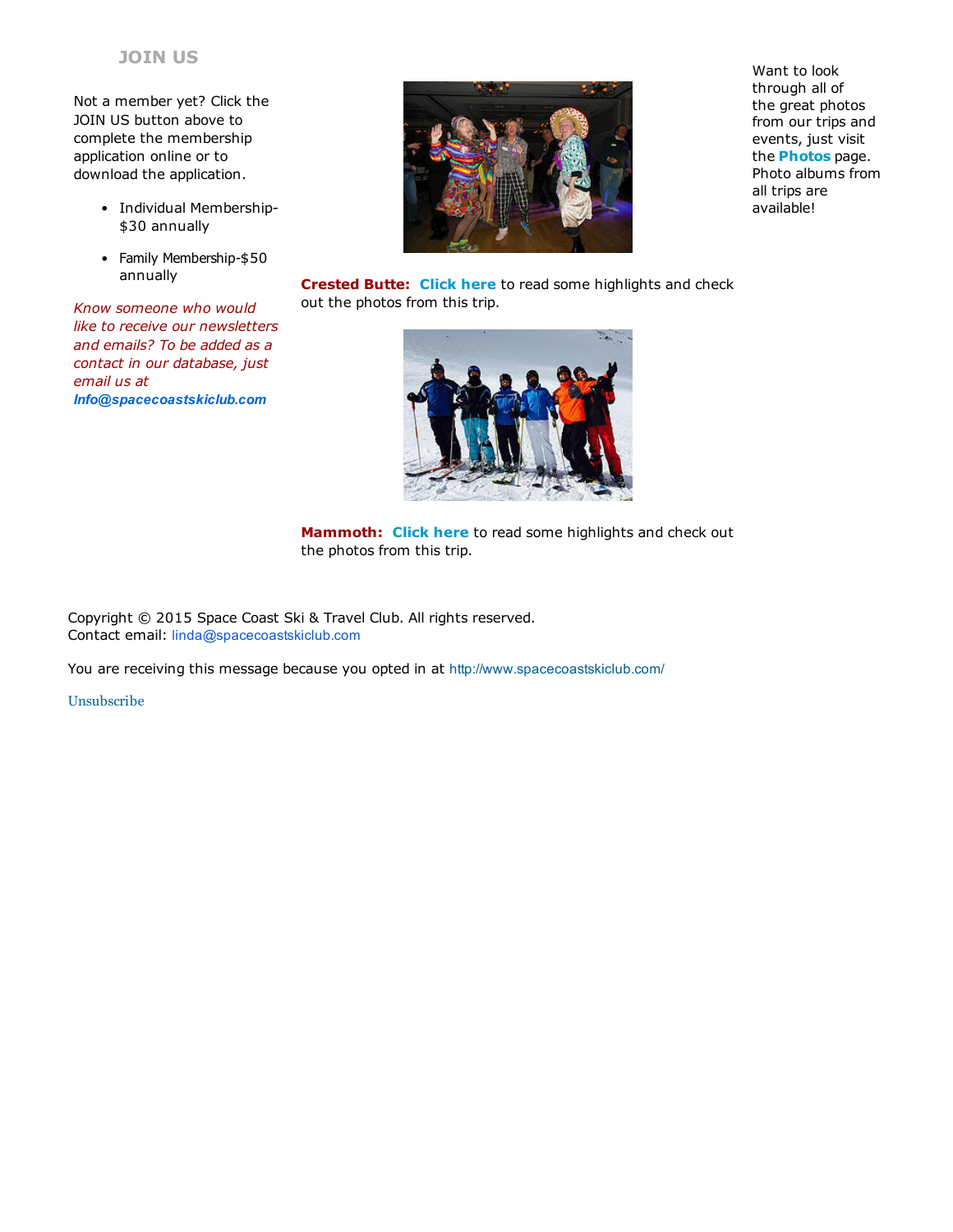## JOIN US

Not a member yet? Click the JOIN US button above to complete the membership application online or to download the application.

- Individual Membership-$30 annually
- Family Membership-$50 annually

*Know someone who would like to receive our newsletters and emails? To be added as a contact in our database, just email us at* ***Info@spacecoastskiclub.com***

**Crested Butte:** **Click here** to read some highlights and check out the photos from this trip.

**Mammoth:** **Click here** to read some highlights and check out the photos from this trip.

Want to look through all of the great photos from our trips and events, just visit the **Photos** page. Photo albums from all trips are available!

Copyright © 2015 Space Coast Ski & Travel Club. All rights reserved.
Contact email: linda@spacecoastskiclub.com

You are receiving this message because you opted in at http://www.spacecoastskiclub.com/

Unsubscribe